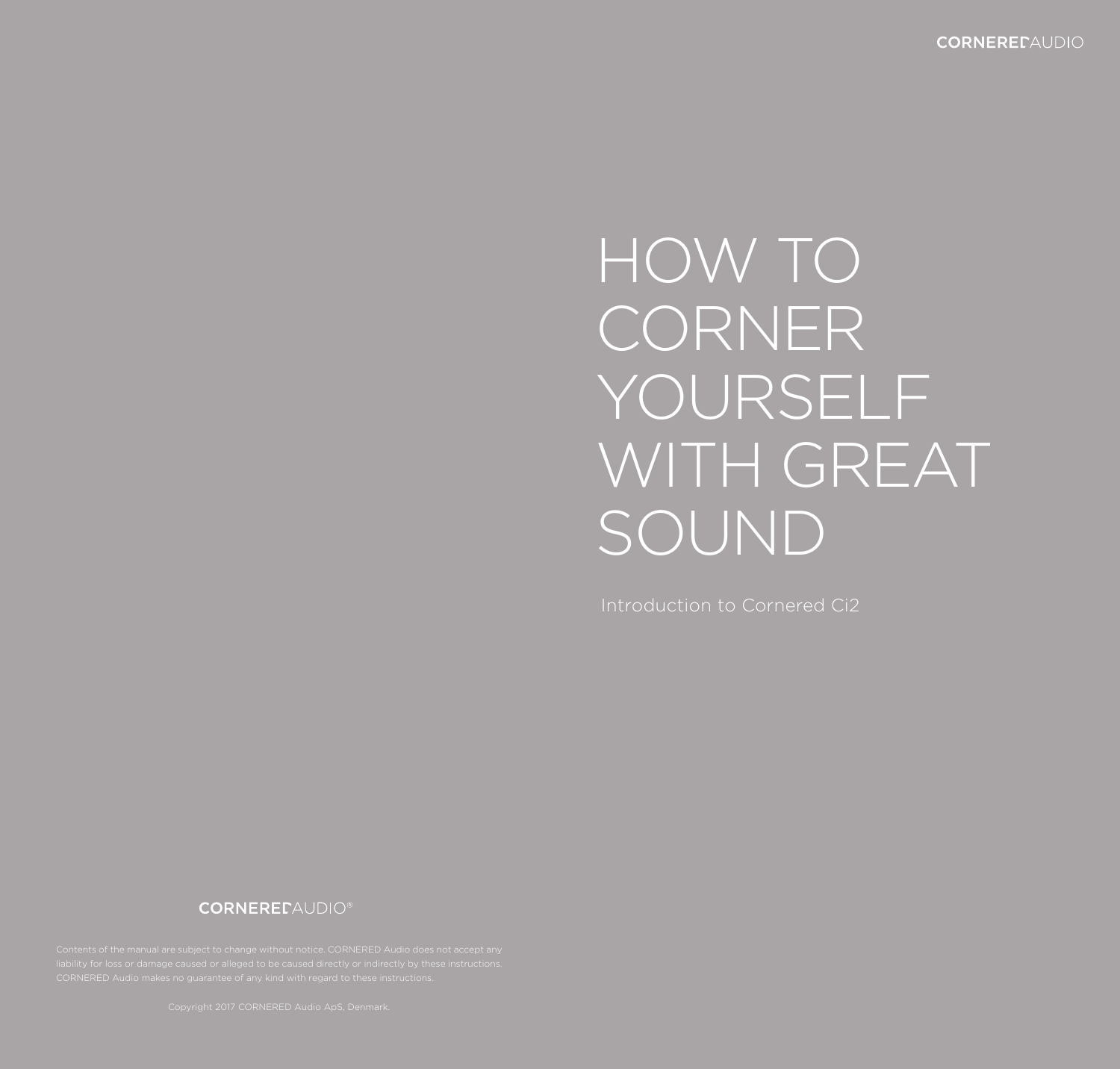# HOW TO CORNER YOURSELF WITH GREAT SOUND

Introduction to Cornered Ci2

CORNERED AUDIO®

Contents of the manual are subject to change without notice. CORNERED Audio does not accept any liability for loss or damage caused or alleged to be caused directly or indirectly by these instructions. CORNERED Audio makes no guarantee of any kind with regard to these instructions.

Copyright 2017 CORNERED Audio ApS, Denmark.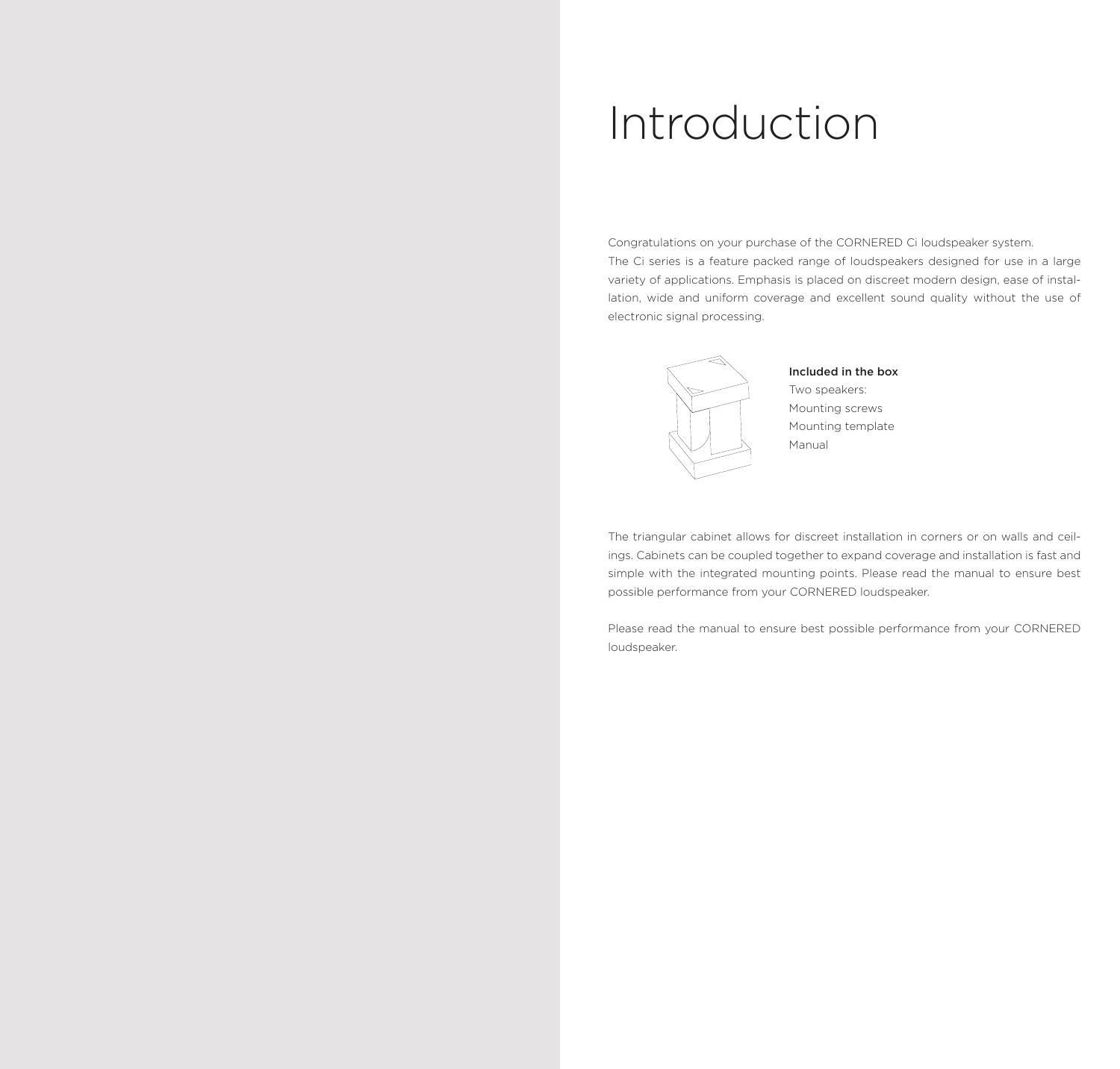# Introduction

Congratulations on your purchase of the CORNERED Ci loudspeaker system.
The Ci series is a feature packed range of loudspeakers designed for use in a large variety of applications. Emphasis is placed on discreet modern design, ease of installation, wide and uniform coverage and excellent sound quality without the use of electronic signal processing.

**Included in the box**
Two speakers:
Mounting screws
Mounting template
Manual

The triangular cabinet allows for discreet installation in corners or on walls and ceilings. Cabinets can be coupled together to expand coverage and installation is fast and simple with the integrated mounting points. Please read the manual to ensure best possible performance from your CORNERED loudspeaker.

Please read the manual to ensure best possible performance from your CORNERED loudspeaker.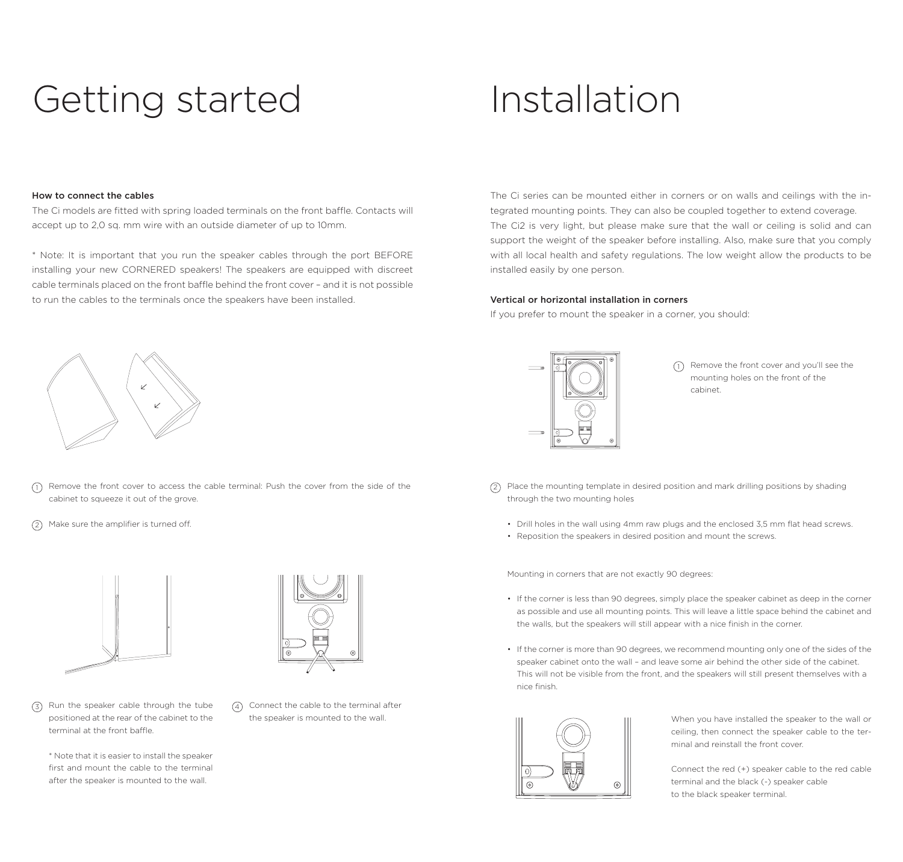# Getting started

### How to connect the cables

The Ci models are fitted with spring loaded terminals on the front baffle. Contacts will accept up to 2,0 sq. mm wire with an outside diameter of up to 10mm.

* Note: It is important that you run the speaker cables through the port BEFORE installing your new CORNERED speakers! The speakers are equipped with discreet cable terminals placed on the front baffle behind the front cover – and it is not possible to run the cables to the terminals once the speakers have been installed.

1. Remove the front cover to access the cable terminal: Push the cover from the side of the cabinet to squeeze it out of the grove.
2. Make sure the amplifier is turned off.
3. Run the speaker cable through the tube positioned at the rear of the cabinet to the terminal at the front baffle.

   * Note that it is easier to install the speaker first and mount the cable to the terminal after the speaker is mounted to the wall.
4. Connect the cable to the terminal after the speaker is mounted to the wall.

# Installation

The Ci series can be mounted either in corners or on walls and ceilings with the integrated mounting points. They can also be coupled together to extend coverage. The Ci2 is very light, but please make sure that the wall or ceiling is solid and can support the weight of the speaker before installing. Also, make sure that you comply with all local health and safety regulations. The low weight allow the products to be installed easily by one person.

### Vertical or horizontal installation in corners

If you prefer to mount the speaker in a corner, you should:

1. Remove the front cover and you'll see the mounting holes on the front of the cabinet.
2. Place the mounting template in desired position and mark drilling positions by shading through the two mounting holes
   - Drill holes in the wall using 4mm raw plugs and the enclosed 3,5 mm flat head screws.
   - Reposition the speakers in desired position and mount the screws.

Mounting in corners that are not exactly 90 degrees:

- If the corner is less than 90 degrees, simply place the speaker cabinet as deep in the corner as possible and use all mounting points. This will leave a little space behind the cabinet and the walls, but the speakers will still appear with a nice finish in the corner.
- If the corner is more than 90 degrees, we recommend mounting only one of the sides of the speaker cabinet onto the wall – and leave some air behind the other side of the cabinet. This will not be visible from the front, and the speakers will still present themselves with a nice finish.

When you have installed the speaker to the wall or ceiling, then connect the speaker cable to the terminal and reinstall the front cover.

Connect the red (+) speaker cable to the red cable terminal and the black (-) speaker cable to the black speaker terminal.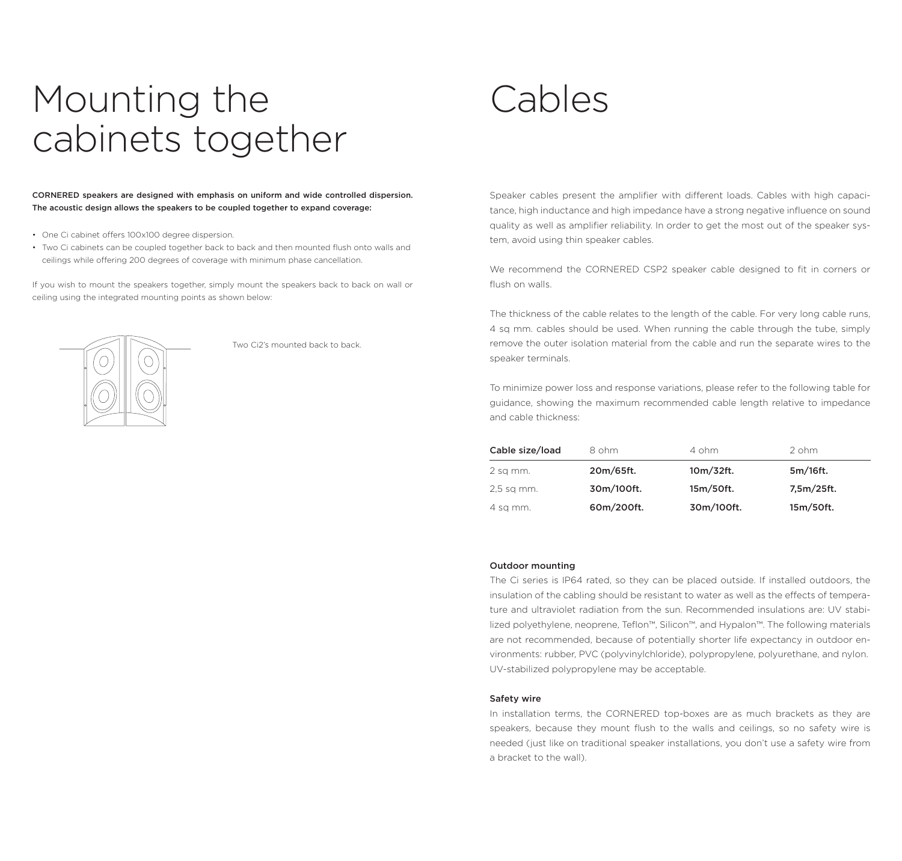# Mounting the cabinets together

**CORNERED speakers are designed with emphasis on uniform and wide controlled dispersion. The acoustic design allows the speakers to be coupled together to expand coverage:**

- One Ci cabinet offers 100x100 degree dispersion.
- Two Ci cabinets can be coupled together back to back and then mounted flush onto walls and ceilings while offering 200 degrees of coverage with minimum phase cancellation.

If you wish to mount the speakers together, simply mount the speakers back to back on wall or ceiling using the integrated mounting points as shown below:

Two Ci2's mounted back to back.

# Cables

Speaker cables present the amplifier with different loads. Cables with high capacitance, high inductance and high impedance have a strong negative influence on sound quality as well as amplifier reliability. In order to get the most out of the speaker system, avoid using thin speaker cables.

We recommend the CORNERED CSP2 speaker cable designed to fit in corners or flush on walls.

The thickness of the cable relates to the length of the cable. For very long cable runs, 4 sq mm. cables should be used. When running the cable through the tube, simply remove the outer isolation material from the cable and run the separate wires to the speaker terminals.

To minimize power loss and response variations, please refer to the following table for guidance, showing the maximum recommended cable length relative to impedance and cable thickness:

| Cable size/load | 8 ohm | 4 ohm | 2 ohm |
|---|---|---|---|
| 2 sq mm. | **20m/65ft.** | **10m/32ft.** | **5m/16ft.** |
| 2,5 sq mm. | **30m/100ft.** | **15m/50ft.** | **7,5m/25ft.** |
| 4 sq mm. | **60m/200ft.** | **30m/100ft.** | **15m/50ft.** |

### Outdoor mounting

The Ci series is IP64 rated, so they can be placed outside. If installed outdoors, the insulation of the cabling should be resistant to water as well as the effects of temperature and ultraviolet radiation from the sun. Recommended insulations are: UV stabilized polyethylene, neoprene, Teflon™, Silicon™, and Hypalon™. The following materials are not recommended, because of potentially shorter life expectancy in outdoor environments: rubber, PVC (polyvinylchloride), polypropylene, polyurethane, and nylon. UV-stabilized polypropylene may be acceptable.

### Safety wire

In installation terms, the CORNERED top-boxes are as much brackets as they are speakers, because they mount flush to the walls and ceilings, so no safety wire is needed (just like on traditional speaker installations, you don't use a safety wire from a bracket to the wall).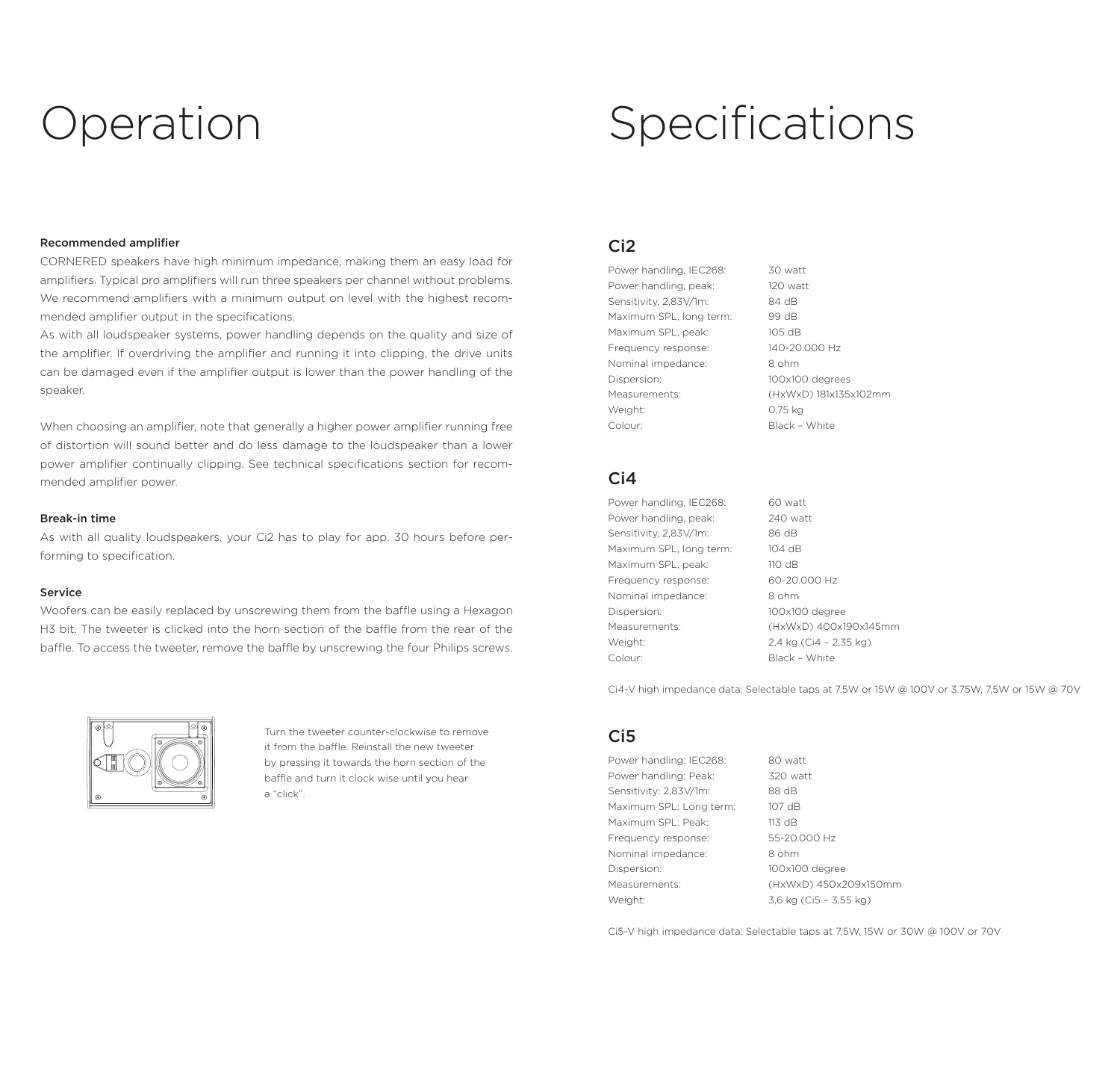# Operation

### Recommended amplifier

CORNERED speakers have high minimum impedance, making them an easy load for amplifiers. Typical pro amplifiers will run three speakers per channel without problems. We recommend amplifiers with a minimum output on level with the highest recommended amplifier output in the specifications.
As with all loudspeaker systems, power handling depends on the quality and size of the amplifier. If overdriving the amplifier and running it into clipping, the drive units can be damaged even if the amplifier output is lower than the power handling of the speaker.

When choosing an amplifier, note that generally a higher power amplifier running free of distortion will sound better and do less damage to the loudspeaker than a lower power amplifier continually clipping. See technical specifications section for recommended amplifier power.

### Break-in time

As with all quality loudspeakers, your Ci2 has to play for app. 30 hours before performing to specification.

### Service

Woofers can be easily replaced by unscrewing them from the baffle using a Hexagon H3 bit. The tweeter is clicked into the horn section of the baffle from the rear of the baffle. To access the tweeter, remove the baffle by unscrewing the four Philips screws.

Turn the tweeter counter-clockwise to remove it from the baffle. Reinstall the new tweeter by pressing it towards the horn section of the baffle and turn it clock wise until you hear a "click".

# Specifications

## Ci2

| | |
|---|---|
| Power handling, IEC268: | 30 watt |
| Power handling, peak: | 120 watt |
| Sensitivity, 2,83V/1m: | 84 dB |
| Maximum SPL, long term: | 99 dB |
| Maximum SPL, peak: | 105 dB |
| Frequency response: | 140-20.000 Hz |
| Nominal impedance: | 8 ohm |
| Dispersion: | 100x100 degrees |
| Measurements: | (HxWxD) 181x135x102mm |
| Weight: | 0,75 kg |
| Colour: | Black – White |

## Ci4

| | |
|---|---|
| Power handling, IEC268: | 60 watt |
| Power handling, peak: | 240 watt |
| Sensitivity, 2,83V/1m: | 86 dB |
| Maximum SPL, long term: | 104 dB |
| Maximum SPL, peak: | 110 dB |
| Frequency response: | 60-20.000 Hz |
| Nominal impedance: | 8 ohm |
| Dispersion: | 100x100 degree |
| Measurements: | (HxWxD) 400x190x145mm |
| Weight: | 2,4 kg (Ci4 – 2,35 kg) |
| Colour: | Black – White |

Ci4-V high impedance data: Selectable taps at 7,5W or 15W @ 100V or 3.75W, 7,5W or 15W @ 70V

## Ci5

| | |
|---|---|
| Power handling: IEC268: | 80 watt |
| Power handling: Peak: | 320 watt |
| Sensitivity: 2,83V/1m: | 88 dB |
| Maximum SPL: Long term: | 107 dB |
| Maximum SPL: Peak: | 113 dB |
| Frequency response: | 55-20.000 Hz |
| Nominal impedance: | 8 ohm |
| Dispersion: | 100x100 degree |
| Measurements: | (HxWxD) 450x209x150mm |
| Weight: | 3,6 kg (Ci5 – 3,55 kg) |

Ci5-V high impedance data: Selectable taps at 7,5W, 15W or 30W @ 100V or 70V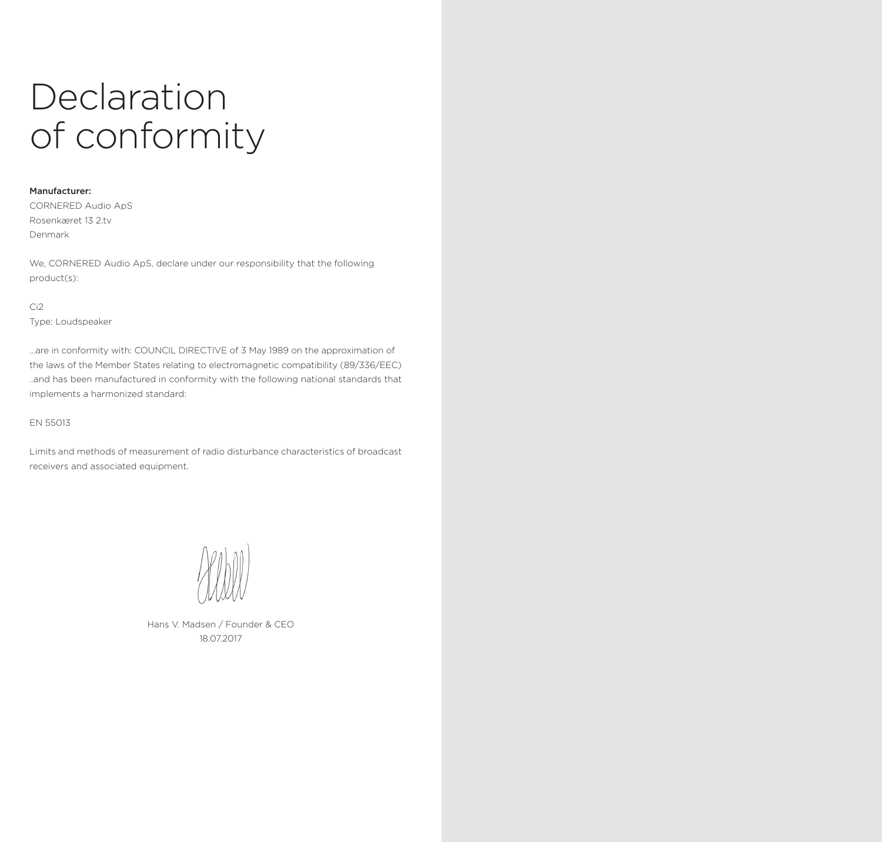# Declaration of conformity

**Manufacturer:**
CORNERED Audio ApS
Rosenkæret 13 2.tv
Denmark

We, CORNERED Audio ApS, declare under our responsibility that the following product(s):

Ci2
Type: Loudspeaker

...are in conformity with: COUNCIL DIRECTIVE of 3 May 1989 on the approximation of the laws of the Member States relating to electromagnetic compatibility (89/336/EEC) ..and has been manufactured in conformity with the following national standards that implements a harmonized standard:

EN 55013

Limits and methods of measurement of radio disturbance characteristics of broadcast receivers and associated equipment.

Hans V. Madsen / Founder & CEO
18.07.2017